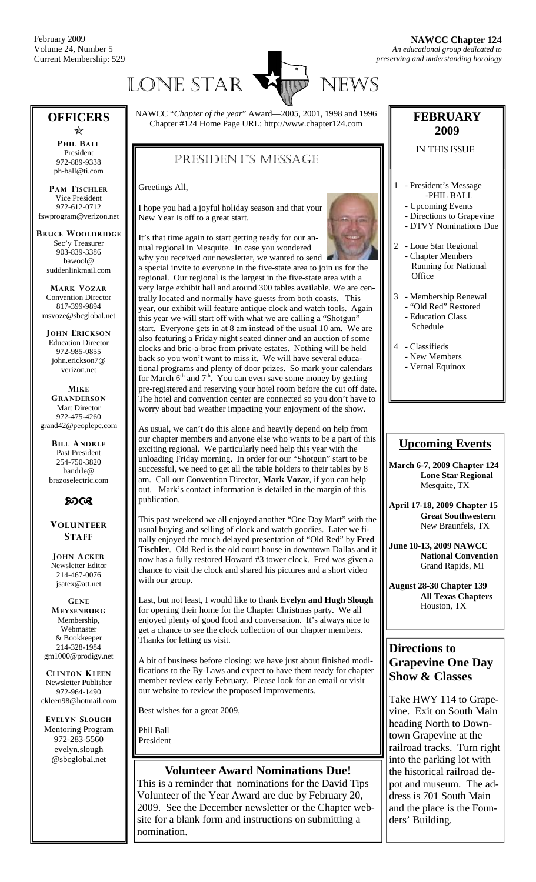February 2009
Volume 24, Number 5
Current Membership: 529

**NAWCC Chapter 124**
*An educational group dedicated to preserving and understanding horology*

# LONE STAR NEWS

NAWCC "*Chapter of the year*" Award—2005, 2001, 1998 and 1996
Chapter #124 Home Page URL: http://www.chapter124.com

## PRESIDENT'S MESSAGE

Greetings All,

I hope you had a joyful holiday season and that your New Year is off to a great start.

It's that time again to start getting ready for our annual regional in Mesquite. In case you wondered why you received our newsletter, we wanted to send a special invite to everyone in the five-state area to join us for the regional. Our regional is the largest in the five-state area with a very large exhibit hall and around 300 tables available. We are centrally located and normally have guests from both coasts. This year, our exhibit will feature antique clock and watch tools. Again this year we will start off with what we are calling a "Shotgun" start. Everyone gets in at 8 am instead of the usual 10 am. We are also featuring a Friday night seated dinner and an auction of some clocks and bric-a-brac from private estates. Nothing will be held back so you won't want to miss it. We will have several educational programs and plenty of door prizes. So mark your calendars for March 6th and 7th. You can even save some money by getting pre-registered and reserving your hotel room before the cut off date. The hotel and convention center are connected so you don't have to worry about bad weather impacting your enjoyment of the show.

As usual, we can't do this alone and heavily depend on help from our chapter members and anyone else who wants to be a part of this exciting regional. We particularly need help this year with the unloading Friday morning. In order for our "Shotgun" start to be successful, we need to get all the table holders to their tables by 8 am. Call our Convention Director, **Mark Vozar**, if you can help out. Mark's contact information is detailed in the margin of this publication.

This past weekend we all enjoyed another "One Day Mart" with the usual buying and selling of clock and watch goodies. Later we finally enjoyed the much delayed presentation of "Old Red" by **Fred Tischler**. Old Red is the old court house in downtown Dallas and it now has a fully restored Howard #3 tower clock. Fred was given a chance to visit the clock and shared his pictures and a short video with our group.

Last, but not least, I would like to thank **Evelyn and Hugh Slough** for opening their home for the Chapter Christmas party. We all enjoyed plenty of good food and conversation. It's always nice to get a chance to see the clock collection of our chapter members. Thanks for letting us visit.

A bit of business before closing; we have just about finished modifications to the By-Laws and expect to have them ready for chapter member review early February. Please look for an email or visit our website to review the proposed improvements.

Best wishes for a great 2009,

Phil Ball
President

## Volunteer Award Nominations Due!

This is a reminder that nominations for the David Tips Volunteer of the Year Award are due by February 20, 2009. See the December newsletter or the Chapter website for a blank form and instructions on submitting a nomination.

## OFFICERS

**PHIL BALL**
President
972-889-9338
ph-ball@ti.com

**PAM TISCHLER**
Vice President
972-612-0712
fswprogram@verizon.net

**BRUCE WOOLDRIDGE**
Sec'y Treasurer
903-839-3386
bawool@suddenlinkmail.com

**MARK VOZAR**
Convention Director
817-399-9894
msvoze@sbcglobal.net

**JOHN ERICKSON**
Education Director
972-985-0855
john.erickson7@verizon.net

**MIKE GRANDERSON**
Mart Director
972-475-4260
grand42@peoplepc.com

**BILL ANDRLE**
Past President
254-750-3820
bandrle@brazoselectric.com

## VOLUNTEER STAFF

**JOHN ACKER**
Newsletter Editor
214-467-0076
jsatex@att.net

**GENE MEYSENBURG**
Membership, Webmaster & Bookkeeper
214-328-1984
gm1000@prodigy.net

**CLINTON KLEEN**
Newsletter Publisher
972-964-1490
ckleen98@hotmail.com

**EVELYN SLOUGH**
Mentoring Program
972-283-5560
evelyn.slough@sbcglobal.net

## FEBRUARY 2009

IN THIS ISSUE

1 - President's Message -PHIL BALL
  - Upcoming Events
  - Directions to Grapevine
  - DTVY Nominations Due

2 - Lone Star Regional
  - Chapter Members Running for National Office

3 - Membership Renewal
  - "Old Red" Restored
  - Education Class Schedule

4 - Classifieds
  - New Members
  - Vernal Equinox

## Upcoming Events

**March 6-7, 2009 Chapter 124 Lone Star Regional**
Mesquite, TX

**April 17-18, 2009 Chapter 15 Great Southwestern**
New Braunfels, TX

**June 10-13, 2009 NAWCC National Convention**
Grand Rapids, MI

**August 28-30 Chapter 139 All Texas Chapters**
Houston, TX

## Directions to Grapevine One Day Show & Classes

Take HWY 114 to Grapevine. Exit on South Main heading North to Downtown Grapevine at the railroad tracks. Turn right into the parking lot with the historical railroad depot and museum. The address is 701 South Main and the place is the Founders' Building.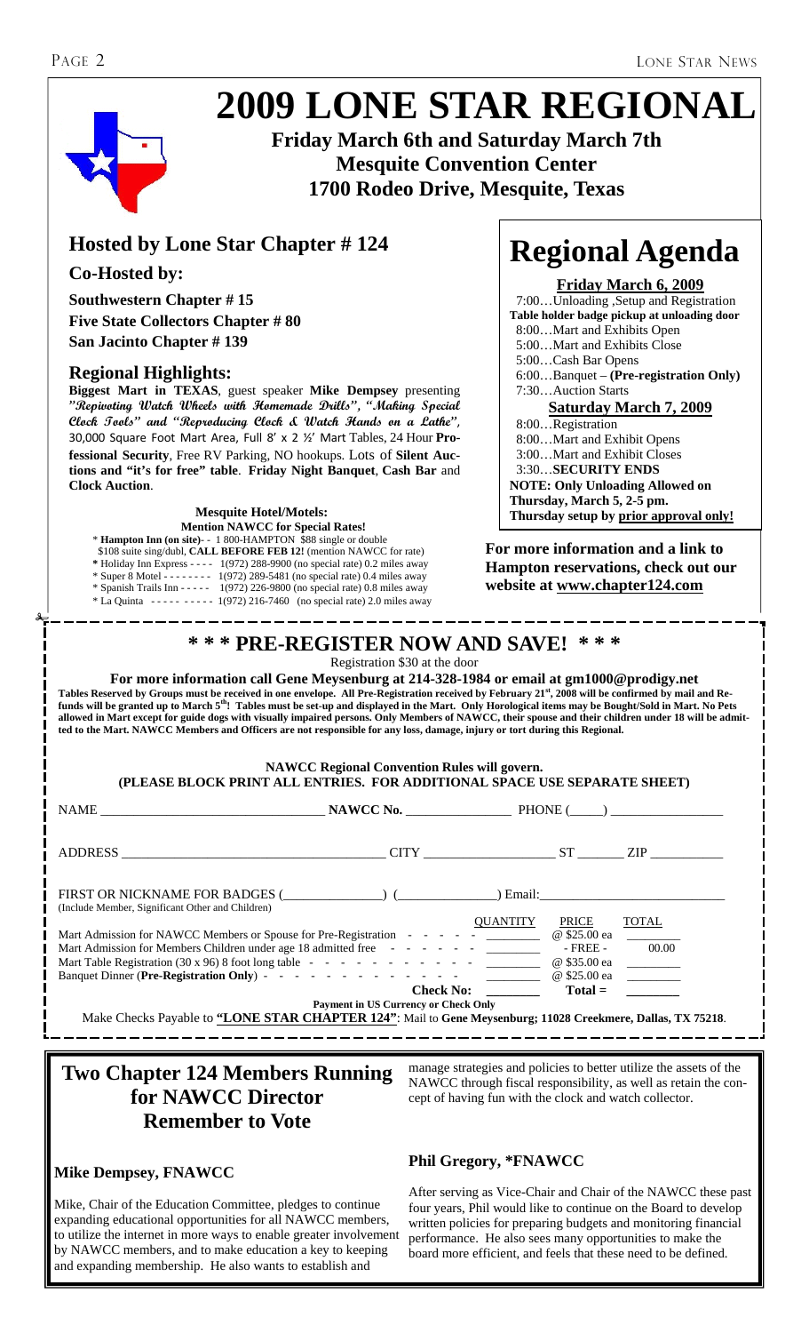# 2009 LONE STAR REGIONAL

**Friday March 6th and Saturday March 7th**
**Mesquite Convention Center**
**1700 Rodeo Drive, Mesquite, Texas**

## Hosted by Lone Star Chapter # 124

**Co-Hosted by:**

**Southwestern Chapter # 15**
**Five State Collectors Chapter # 80**
**San Jacinto Chapter # 139**

### Regional Highlights:

**Biggest Mart in TEXAS**, guest speaker **Mike Dempsey** presenting **"Repivoting Watch Wheels with Homemade Drills"**, **"Making Special Clock Tools"** and **"Reproducing Clock & Watch Hands on a Lathe"**, 30,000 Square Foot Mart Area, Full 8′ x 2 ½′ Mart Tables, 24 Hour **Professional Security**, Free RV Parking, NO hookups. Lots of **Silent Auctions** and **"it's for free" table**. **Friday Night Banquet**, **Cash Bar** and **Clock Auction**.

**Mesquite Hotel/Motels:**
**Mention NAWCC for Special Rates!**

- **Hampton Inn (on site)**- - 1 800-HAMPTON $88 single or double
  $108 suite sing/dubl, **CALL BEFORE FEB 12!** (mention NAWCC for rate)
- Holiday Inn Express - - - - 1(972) 288-9900 (no special rate) 0.2 miles away
- Super 8 Motel - - - - - - - - 1(972) 289-5481 (no special rate) 0.4 miles away
- Spanish Trails Inn - - - - - 1(972) 226-9800 (no special rate) 0.8 miles away
- La Quinta - - - - - - - - - - 1(972) 216-7460 (no special rate) 2.0 miles away

# Regional Agenda

**Friday March 6, 2009**

7:00…Unloading ,Setup and Registration
**Table holder badge pickup at unloading door**
8:00…Mart and Exhibits Open
5:00…Mart and Exhibits Close
5:00…Cash Bar Opens
6:00…Banquet – **(Pre-registration Only)**
7:30…Auction Starts

**Saturday March 7, 2009**

8:00…Registration
8:00…Mart and Exhibit Opens
3:00…Mart and Exhibit Closes
3:30…**SECURITY ENDS**

**NOTE: Only Unloading Allowed on Thursday, March 5, 2-5 pm. Thursday setup by prior approval only!**

**For more information and a link to Hampton reservations, check out our website at www.chapter124.com**

---

## * * * PRE-REGISTER NOW AND SAVE! * * *

Registration $30 at the door

**For more information call Gene Meysenburg at 214-328-1984 or email at gm1000@prodigy.net**

**Tables Reserved by Groups must be received in one envelope. All Pre-Registration received by February 21st, 2008 will be confirmed by mail and Refunds will be granted up to March 5th! Tables must be set-up and displayed in the Mart. Only Horological items may be Bought/Sold in Mart. No Pets allowed in Mart except for guide dogs with visually impaired persons. Only Members of NAWCC, their spouse and their children under 18 will be admitted to the Mart. NAWCC Members and Officers are not responsible for any loss, damage, injury or tort during this Regional.**

**NAWCC Regional Convention Rules will govern.**
**(PLEASE BLOCK PRINT ALL ENTRIES. FOR ADDITIONAL SPACE USE SEPARATE SHEET)**

NAME ______________________ NAWCC No. ____________ PHONE (____) ____________

ADDRESS ______________________ CITY ____________ ST ______ ZIP ________

FIRST OR NICKNAME FOR BADGES (__________) (__________) Email: ______________
(Include Member, Significant Other and Children)

| | QUANTITY | PRICE | TOTAL |
|---|---|---|---|
| Mart Admission for NAWCC Members or Spouse for Pre-Registration | ______ | @ $25.00 ea | ______ |
| Mart Admission for Members Children under age 18 admitted free | ______ | - FREE - | 00.00 |
| Mart Table Registration (30 x 96) 8 foot long table | ______ | @ $35.00 ea | ______ |
| Banquet Dinner (**Pre-Registration Only**) | ______ | @ $25.00 ea | ______ |
| **Check No:** | ______ | **Total =** | ______ |

**Payment in US Currency or Check Only**

Make Checks Payable to **"LONE STAR CHAPTER 124"**: Mail to **Gene Meysenburg; 11028 Creekmere, Dallas, TX 75218**.

---

## Two Chapter 124 Members Running for NAWCC Director Remember to Vote

### Mike Dempsey, FNAWCC

Mike, Chair of the Education Committee, pledges to continue expanding educational opportunities for all NAWCC members, to utilize the internet in more ways to enable greater involvement by NAWCC members, and to make education a key to keeping and expanding membership. He also wants to establish and manage strategies and policies to better utilize the assets of the NAWCC through fiscal responsibility, as well as retain the concept of having fun with the clock and watch collector.

### Phil Gregory, *FNAWCC

After serving as Vice-Chair and Chair of the NAWCC these past four years, Phil would like to continue on the Board to develop written policies for preparing budgets and monitoring financial performance. He also sees many opportunities to make the board more efficient, and feels that these need to be defined.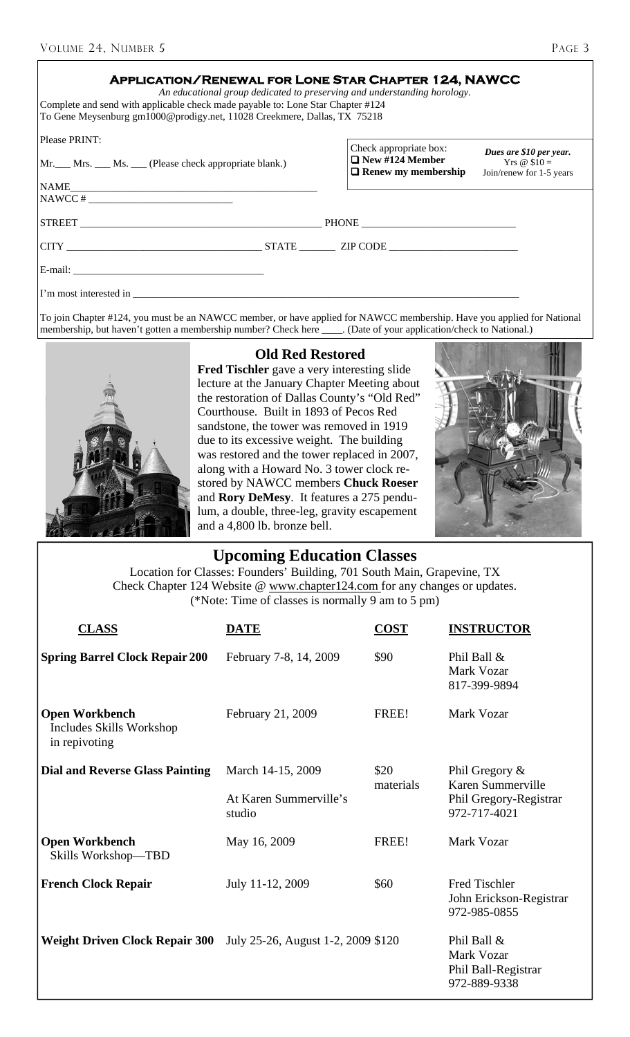## Application/Renewal for Lone Star Chapter 124, NAWCC

*An educational group dedicated to preserving and understanding horology.*

Complete and send with applicable check made payable to: Lone Star Chapter #124
To Gene Meysenburg gm1000@prodigy.net, 11028 Creekmere, Dallas, TX 75218

Please PRINT:

Mr.___ Mrs. ___ Ms. ___ (Please check appropriate blank.)

Check appropriate box:
- ❑ **New #124 Member**
- ❑ **Renew my membership**

***Dues are $10 per year.***
Yrs @ $10 =
Join/renew for 1-5 years

NAME________________________________________________

NAWCC # ____________________________

STREET ________________________________________________ PHONE ____________________________

CITY ____________________________________ STATE _______ ZIP CODE ________________________

E-mail: ______________________________________

I'm most interested in ______________________________________________________________________________

To join Chapter #124, you must be an NAWCC member, or have applied for NAWCC membership. Have you applied for National membership, but haven't gotten a membership number? Check here ____. (Date of your application/check to National.)

## Old Red Restored

**Fred Tischler** gave a very interesting slide lecture at the January Chapter Meeting about the restoration of Dallas County's "Old Red" Courthouse. Built in 1893 of Pecos Red sandstone, the tower was removed in 1919 due to its excessive weight. The building was restored and the tower replaced in 2007, along with a Howard No. 3 tower clock restored by NAWCC members **Chuck Roeser** and **Rory DeMesy**. It features a 275 pendulum, a double, three-leg, gravity escapement and a 4,800 lb. bronze bell.

## Upcoming Education Classes

Location for Classes: Founders' Building, 701 South Main, Grapevine, TX
Check Chapter 124 Website @ www.chapter124.com for any changes or updates.
(*Note: Time of classes is normally 9 am to 5 pm)

| CLASS | DATE | COST | INSTRUCTOR |
|---|---|---|---|
| **Spring Barrel Clock Repair 200** | February 7-8, 14, 2009 | $90 | Phil Ball & Mark Vozar 817-399-9894 |
| **Open Workbench** Includes Skills Workshop in repivoting | February 21, 2009 | FREE! | Mark Vozar |
| **Dial and Reverse Glass Painting** | March 14-15, 2009 At Karen Summerville's studio | $20 materials | Phil Gregory & Karen Summerville Phil Gregory-Registrar 972-717-4021 |
| **Open Workbench** Skills Workshop—TBD | May 16, 2009 | FREE! | Mark Vozar |
| **French Clock Repair** | July 11-12, 2009 | $60 | Fred Tischler John Erickson-Registrar 972-985-0855 |
| **Weight Driven Clock Repair 300** | July 25-26, August 1-2, 2009 | $120 | Phil Ball & Mark Vozar Phil Ball-Registrar 972-889-9338 |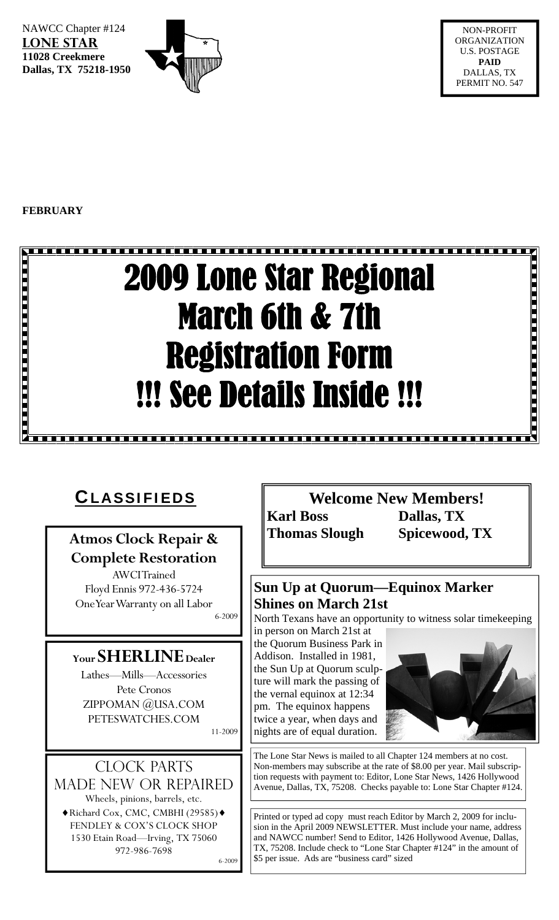NAWCC Chapter #124
**LONE STAR**
**11028 Creekmere**
**Dallas, TX 75218-1950**

NON-PROFIT
ORGANIZATION
U.S. POSTAGE
**PAID**
DALLAS, TX
PERMIT NO. 547

**FEBRUARY**

# 2009 Lone Star Regional
# March 6th & 7th
# Registration Form
# !!! See Details Inside !!!

## CLASSIFIEDS

**Atmos Clock Repair & Complete Restoration**
AWCI Trained
Floyd Ennis 972-436-5724
One Year Warranty on all Labor
6-2009

**Your SHERLINE Dealer**
Lathes—Mills—Accessories
Pete Cronos
ZIPPOMAN @USA.COM
PETESWATCHES.COM
11-2009

CLOCK PARTS
MADE NEW OR REPAIRED
Wheels, pinions, barrels, etc.
♦Richard Cox, CMC, CMBHI (29585)♦
FENDLEY & COX'S CLOCK SHOP
1530 Etain Road—Irving, TX 75060
972-986-7698
6-2009

## Welcome New Members!

| | |
|---|---|
| **Karl Boss** | **Dallas, TX** |
| **Thomas Slough** | **Spicewood, TX** |

## Sun Up at Quorum—Equinox Marker Shines on March 21st

North Texans have an opportunity to witness solar timekeeping in person on March 21st at the Quorum Business Park in Addison. Installed in 1981, the Sun Up at Quorum sculpture will mark the passing of the vernal equinox at 12:34 pm. The equinox happens twice a year, when days and nights are of equal duration.

The Lone Star News is mailed to all Chapter 124 members at no cost. Non-members may subscribe at the rate of $8.00 per year. Mail subscription requests with payment to: Editor, Lone Star News, 1426 Hollywood Avenue, Dallas, TX, 75208. Checks payable to: Lone Star Chapter #124.

Printed or typed ad copy must reach Editor by March 2, 2009 for inclusion in the April 2009 NEWSLETTER. Must include your name, address and NAWCC number! Send to Editor, 1426 Hollywood Avenue, Dallas, TX, 75208. Include check to "Lone Star Chapter #124" in the amount of $5 per issue. Ads are "business card" sized